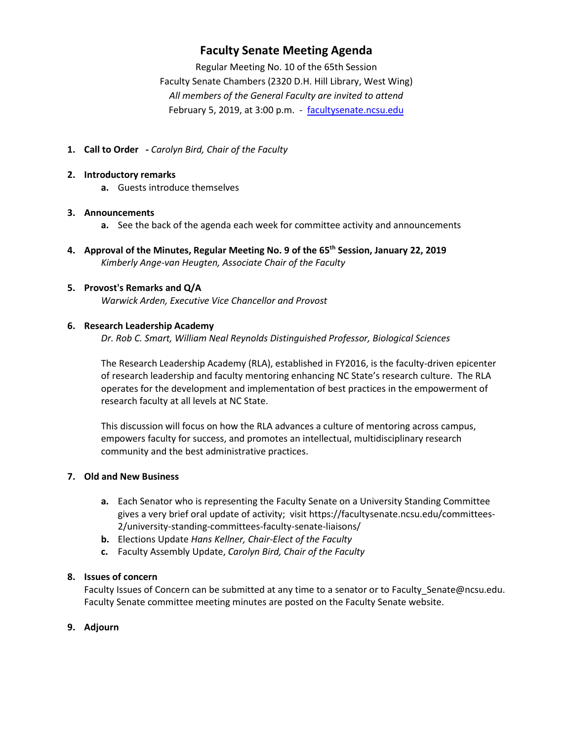# Faculty Senate Meeting Agenda

Regular Meeting No. 10 of the 65th Session
Faculty Senate Chambers (2320 D.H. Hill Library, West Wing)
*All members of the General Faculty are invited to attend*
February 5, 2019, at 3:00 p.m. - [facultysenate.ncsu.edu](facultysenate.ncsu.edu)

1. **Call to Order** - *Carolyn Bird, Chair of the Faculty*

2. **Introductory remarks**
   a. Guests introduce themselves

3. **Announcements**
   a. See the back of the agenda each week for committee activity and announcements

4. **Approval of the Minutes, Regular Meeting No. 9 of the 65th Session, January 22, 2019**
   *Kimberly Ange-van Heugten, Associate Chair of the Faculty*

5. **Provost's Remarks and Q/A**
   *Warwick Arden, Executive Vice Chancellor and Provost*

6. **Research Leadership Academy**
   *Dr. Rob C. Smart, William Neal Reynolds Distinguished Professor, Biological Sciences*

   The Research Leadership Academy (RLA), established in FY2016, is the faculty-driven epicenter of research leadership and faculty mentoring enhancing NC State's research culture. The RLA operates for the development and implementation of best practices in the empowerment of research faculty at all levels at NC State.

   This discussion will focus on how the RLA advances a culture of mentoring across campus, empowers faculty for success, and promotes an intellectual, multidisciplinary research community and the best administrative practices.

7. **Old and New Business**
   a. Each Senator who is representing the Faculty Senate on a University Standing Committee gives a very brief oral update of activity; visit https://facultysenate.ncsu.edu/committees-2/university-standing-committees-faculty-senate-liaisons/
   b. Elections Update *Hans Kellner, Chair-Elect of the Faculty*
   c. Faculty Assembly Update, *Carolyn Bird, Chair of the Faculty*

8. **Issues of concern**
   Faculty Issues of Concern can be submitted at any time to a senator or to Faculty_Senate@ncsu.edu. Faculty Senate committee meeting minutes are posted on the Faculty Senate website.

9. **Adjourn**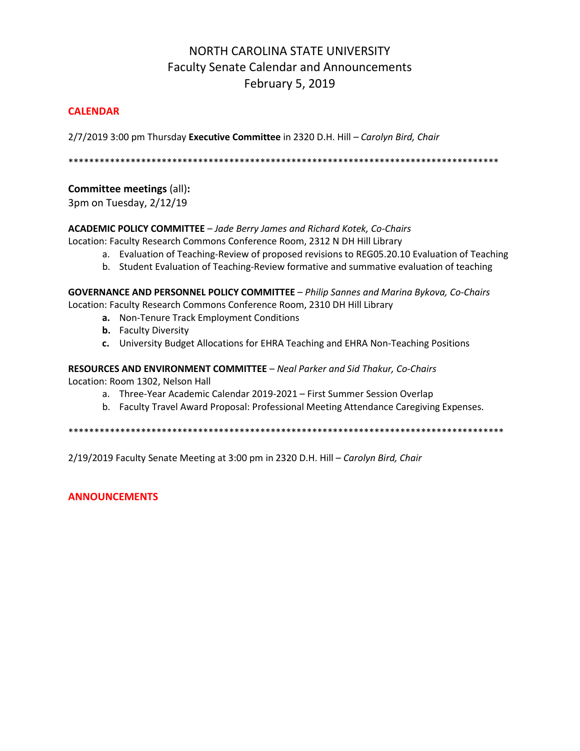# NORTH CAROLINA STATE UNIVERSITY
## Faculty Senate Calendar and Announcements
## February 5, 2019

### CALENDAR

2/7/2019 3:00 pm Thursday **Executive Committee** in 2320 D.H. Hill – *Carolyn Bird, Chair*

***************************************************************************************

**Committee meetings** (all)**:**
3pm on Tuesday, 2/12/19

**ACADEMIC POLICY COMMITTEE** – *Jade Berry James and Richard Kotek, Co-Chairs*
Location: Faculty Research Commons Conference Room, 2312 N DH Hill Library

a. Evaluation of Teaching-Review of proposed revisions to REG05.20.10 Evaluation of Teaching
b. Student Evaluation of Teaching-Review formative and summative evaluation of teaching

**GOVERNANCE AND PERSONNEL POLICY COMMITTEE** – *Philip Sannes and Marina Bykova, Co-Chairs*
Location: Faculty Research Commons Conference Room, 2310 DH Hill Library

**a.** Non-Tenure Track Employment Conditions
**b.** Faculty Diversity
**c.** University Budget Allocations for EHRA Teaching and EHRA Non-Teaching Positions

**RESOURCES AND ENVIRONMENT COMMITTEE** – *Neal Parker and Sid Thakur, Co-Chairs*
Location: Room 1302, Nelson Hall

a. Three-Year Academic Calendar 2019-2021 – First Summer Session Overlap
b. Faculty Travel Award Proposal: Professional Meeting Attendance Caregiving Expenses.

***************************************************************************************

2/19/2019 Faculty Senate Meeting at 3:00 pm in 2320 D.H. Hill – *Carolyn Bird, Chair*

### ANNOUNCEMENTS